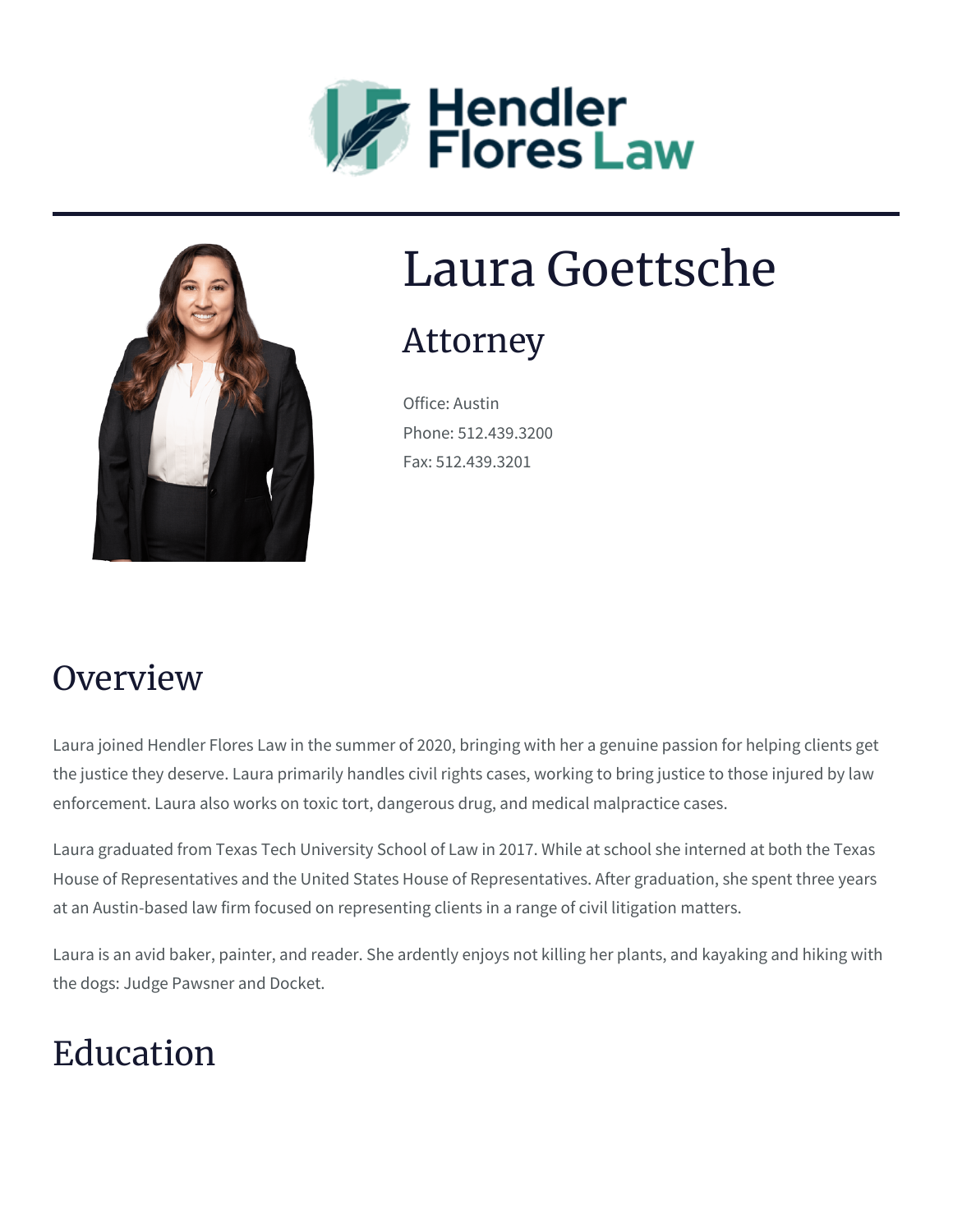# Laura Goettsche

## Attorney

Office: Austin
Phone: 512.439.3200
Fax: 512.439.3201

## Overview

Laura joined Hendler Flores Law in the summer of 2020, bringing with her a genuine passion for helping clients get the justice they deserve. Laura primarily handles civil rights cases, working to bring justice to those injured by law enforcement. Laura also works on toxic tort, dangerous drug, and medical malpractice cases.

Laura graduated from Texas Tech University School of Law in 2017. While at school she interned at both the Texas House of Representatives and the United States House of Representatives. After graduation, she spent three years at an Austin-based law firm focused on representing clients in a range of civil litigation matters.

Laura is an avid baker, painter, and reader. She ardently enjoys not killing her plants, and kayaking and hiking with the dogs: Judge Pawsner and Docket.

## Education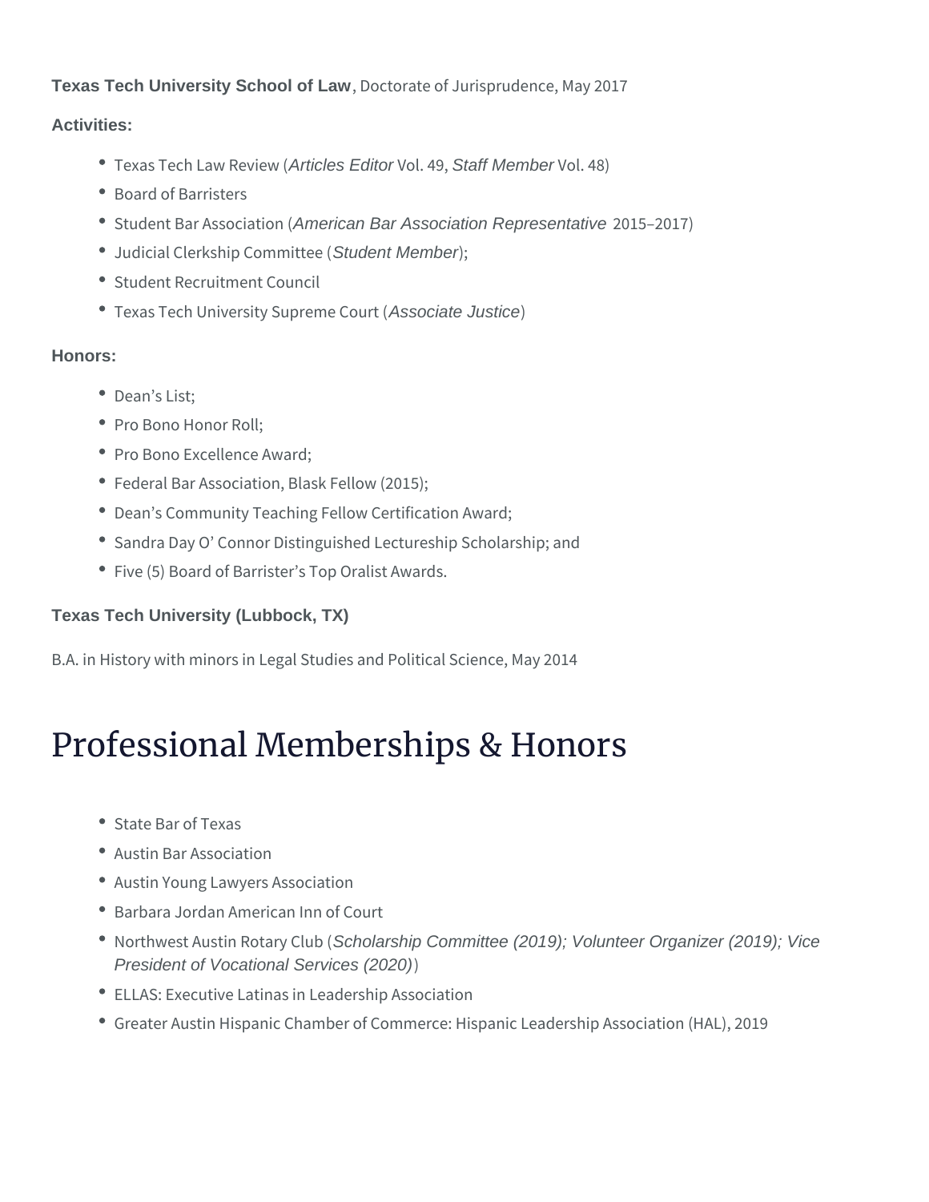**Texas Tech University School of Law**, Doctorate of Jurisprudence, May 2017

**Activities:**

- Texas Tech Law Review (*Articles Editor* Vol. 49, *Staff Member* Vol. 48)
- Board of Barristers
- Student Bar Association (*American Bar Association Representative* 2015–2017)
- Judicial Clerkship Committee (*Student Member*);
- Student Recruitment Council
- Texas Tech University Supreme Court (*Associate Justice*)

**Honors:**

- Dean's List;
- Pro Bono Honor Roll;
- Pro Bono Excellence Award;
- Federal Bar Association, Blask Fellow (2015);
- Dean's Community Teaching Fellow Certification Award;
- Sandra Day O' Connor Distinguished Lectureship Scholarship; and
- Five (5) Board of Barrister's Top Oralist Awards.

**Texas Tech University (Lubbock, TX)**

B.A. in History with minors in Legal Studies and Political Science, May 2014

# Professional Memberships & Honors

- State Bar of Texas
- Austin Bar Association
- Austin Young Lawyers Association
- Barbara Jordan American Inn of Court
- Northwest Austin Rotary Club (*Scholarship Committee (2019); Volunteer Organizer (2019); Vice President of Vocational Services (2020)*)
- ELLAS: Executive Latinas in Leadership Association
- Greater Austin Hispanic Chamber of Commerce: Hispanic Leadership Association (HAL), 2019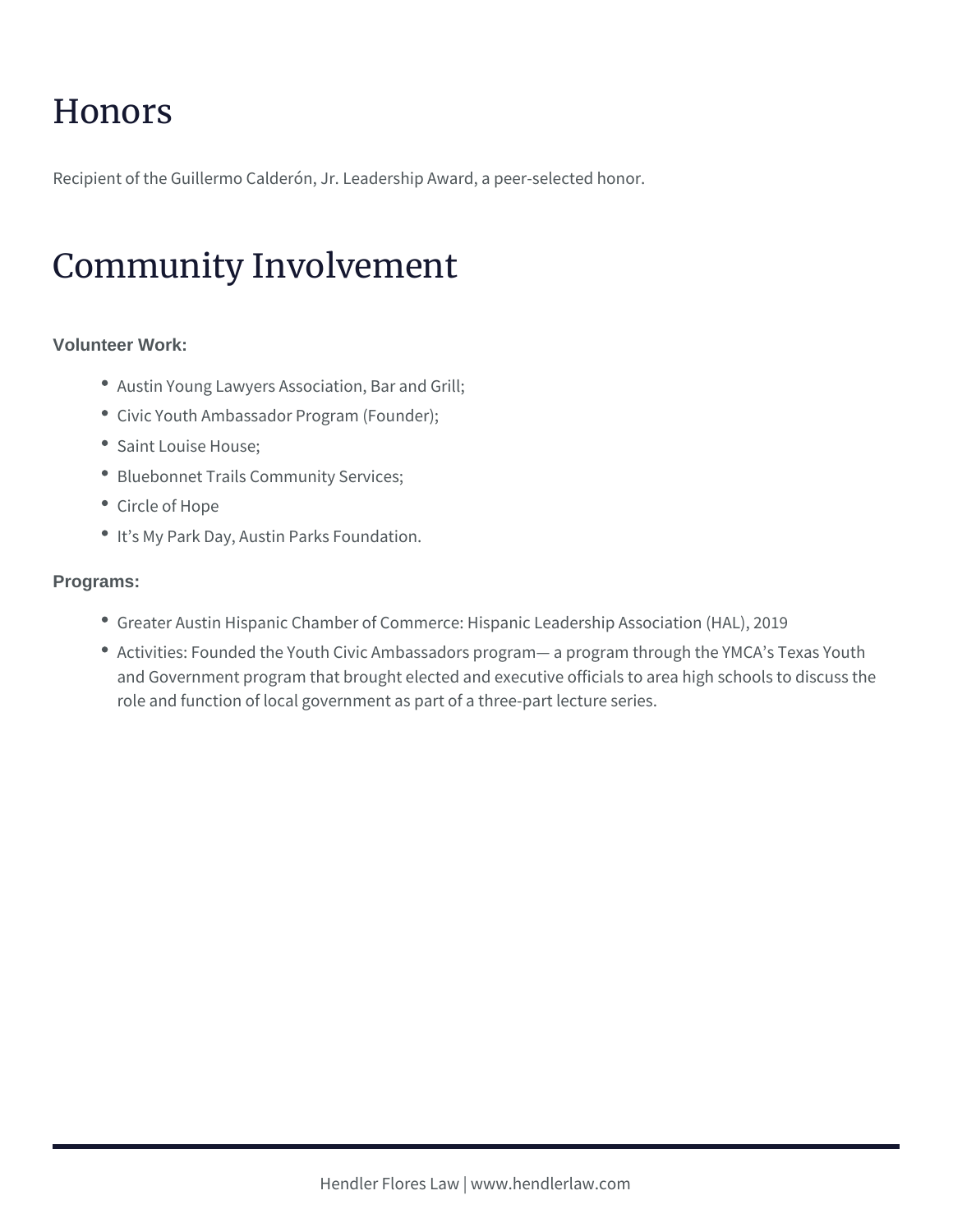# Honors

Recipient of the Guillermo Calderón, Jr. Leadership Award, a peer-selected honor.

# Community Involvement

**Volunteer Work:**

- Austin Young Lawyers Association, Bar and Grill;
- Civic Youth Ambassador Program (Founder);
- Saint Louise House;
- Bluebonnet Trails Community Services;
- Circle of Hope
- It’s My Park Day, Austin Parks Foundation.

**Programs:**

- Greater Austin Hispanic Chamber of Commerce: Hispanic Leadership Association (HAL), 2019
- Activities: Founded the Youth Civic Ambassadors program— a program through the YMCA’s Texas Youth and Government program that brought elected and executive officials to area high schools to discuss the role and function of local government as part of a three-part lecture series.